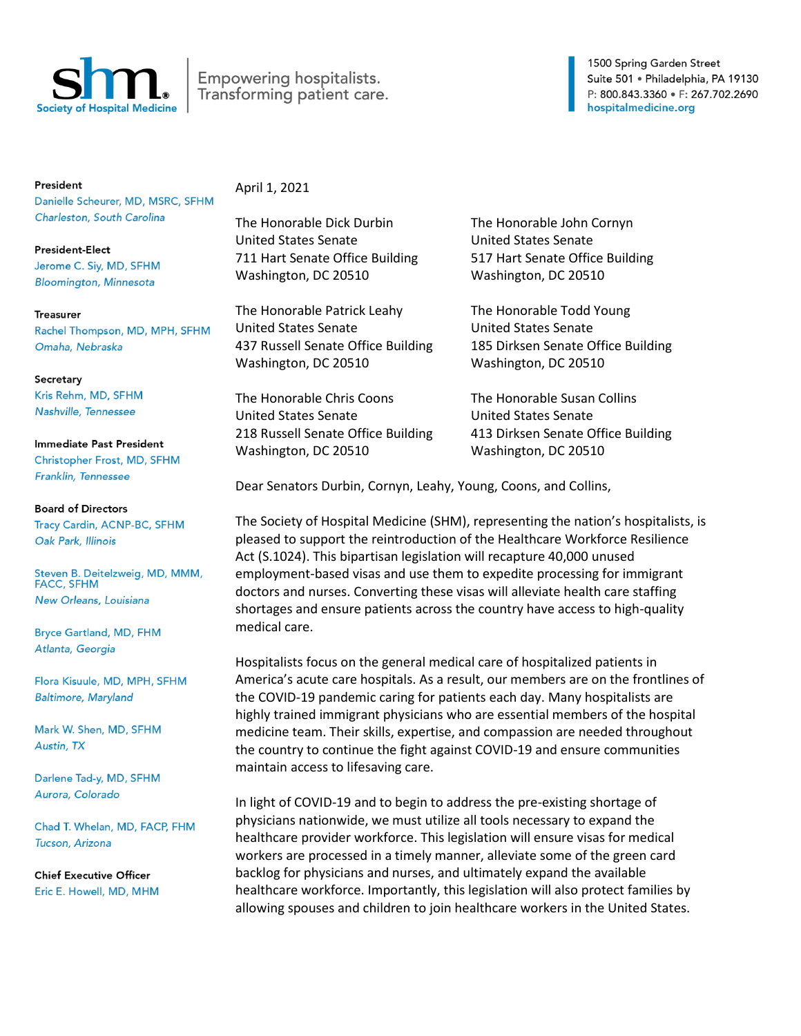Society of Hospital Medicine

Empowering hospitalists. Transforming patient care.

1500 Spring Garden Street
Suite 501 • Philadelphia, PA 19130
P: 800.843.3360 • F: 267.702.2690
hospitalmedicine.org

**President**
Danielle Scheurer, MD, MSRC, SFHM
*Charleston, South Carolina*

**President-Elect**
Jerome C. Siy, MD, SFHM
*Bloomington, Minnesota*

**Treasurer**
Rachel Thompson, MD, MPH, SFHM
*Omaha, Nebraska*

**Secretary**
Kris Rehm, MD, SFHM
*Nashville, Tennessee*

**Immediate Past President**
Christopher Frost, MD, SFHM
*Franklin, Tennessee*

**Board of Directors**
Tracy Cardin, ACNP-BC, SFHM
*Oak Park, Illinois*

Steven B. Deitelzweig, MD, MMM, FACC, SFHM
*New Orleans, Louisiana*

Bryce Gartland, MD, FHM
*Atlanta, Georgia*

Flora Kisuule, MD, MPH, SFHM
*Baltimore, Maryland*

Mark W. Shen, MD, SFHM
*Austin, TX*

Darlene Tad-y, MD, SFHM
*Aurora, Colorado*

Chad T. Whelan, MD, FACP, FHM
*Tucson, Arizona*

**Chief Executive Officer**
Eric E. Howell, MD, MHM

April 1, 2021

The Honorable Dick Durbin
United States Senate
711 Hart Senate Office Building
Washington, DC 20510

The Honorable John Cornyn
United States Senate
517 Hart Senate Office Building
Washington, DC 20510

The Honorable Patrick Leahy
United States Senate
437 Russell Senate Office Building
Washington, DC 20510

The Honorable Todd Young
United States Senate
185 Dirksen Senate Office Building
Washington, DC 20510

The Honorable Chris Coons
United States Senate
218 Russell Senate Office Building
Washington, DC 20510

The Honorable Susan Collins
United States Senate
413 Dirksen Senate Office Building
Washington, DC 20510

Dear Senators Durbin, Cornyn, Leahy, Young, Coons, and Collins,

The Society of Hospital Medicine (SHM), representing the nation's hospitalists, is pleased to support the reintroduction of the Healthcare Workforce Resilience Act (S.1024). This bipartisan legislation will recapture 40,000 unused employment-based visas and use them to expedite processing for immigrant doctors and nurses. Converting these visas will alleviate health care staffing shortages and ensure patients across the country have access to high-quality medical care.

Hospitalists focus on the general medical care of hospitalized patients in America's acute care hospitals. As a result, our members are on the frontlines of the COVID-19 pandemic caring for patients each day. Many hospitalists are highly trained immigrant physicians who are essential members of the hospital medicine team. Their skills, expertise, and compassion are needed throughout the country to continue the fight against COVID-19 and ensure communities maintain access to lifesaving care.

In light of COVID-19 and to begin to address the pre-existing shortage of physicians nationwide, we must utilize all tools necessary to expand the healthcare provider workforce. This legislation will ensure visas for medical workers are processed in a timely manner, alleviate some of the green card backlog for physicians and nurses, and ultimately expand the available healthcare workforce. Importantly, this legislation will also protect families by allowing spouses and children to join healthcare workers in the United States.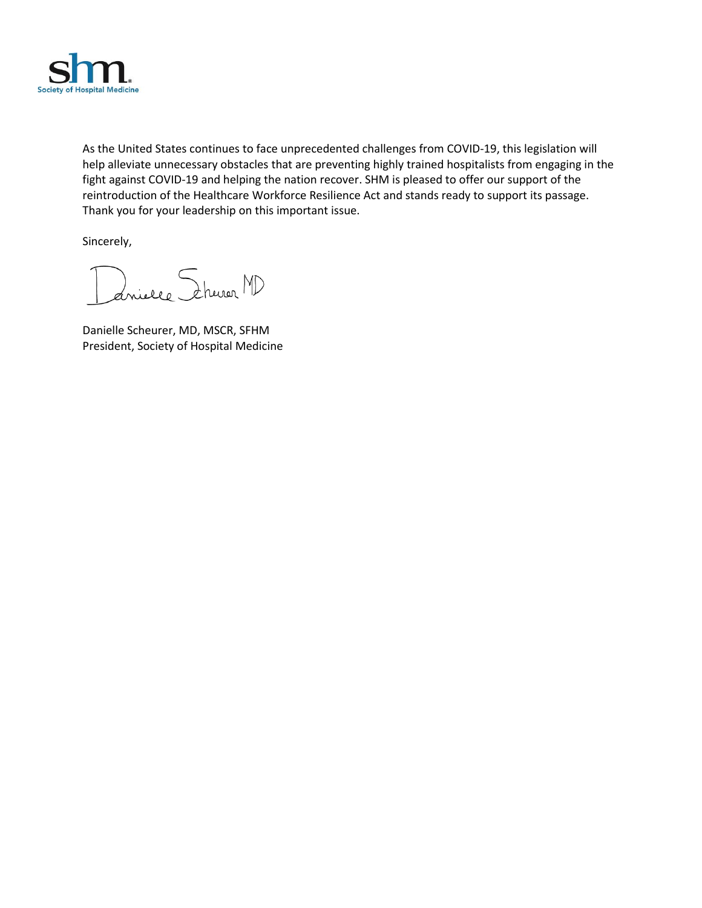As the United States continues to face unprecedented challenges from COVID-19, this legislation will help alleviate unnecessary obstacles that are preventing highly trained hospitalists from engaging in the fight against COVID-19 and helping the nation recover. SHM is pleased to offer our support of the reintroduction of the Healthcare Workforce Resilience Act and stands ready to support its passage. Thank you for your leadership on this important issue.

Sincerely,

Danielle Scheurer MD

Danielle Scheurer, MD, MSCR, SFHM
President, Society of Hospital Medicine